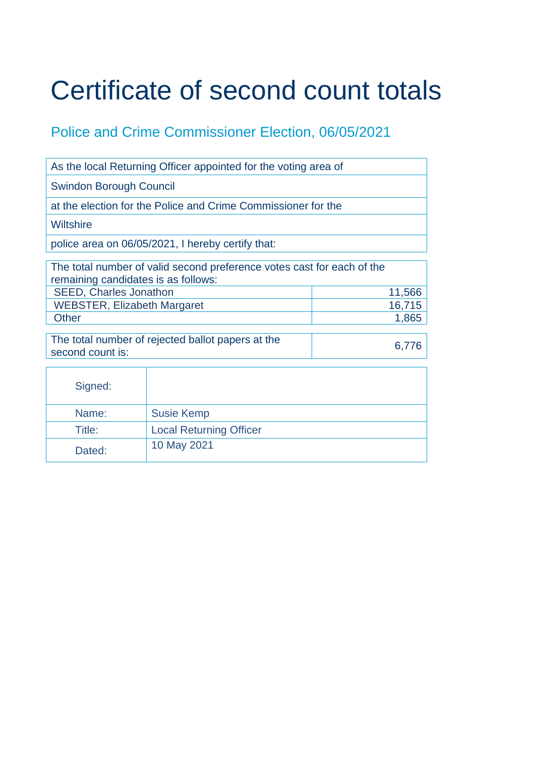# Certificate of second count totals

## Police and Crime Commissioner Election, 06/05/2021

| As the local Returning Officer appointed for the voting area of |
|---|
| Swindon Borough Council |
| at the election for the Police and Crime Commissioner for the |
| Wiltshire |
| police area on 06/05/2021, I hereby certify that: |

| The total number of valid second preference votes cast for each of the remaining candidates is as follows: | |
|---|---|
| SEED, Charles Jonathon | 11,566 |
| WEBSTER, Elizabeth Margaret | 16,715 |
| Other | 1,865 |

| The total number of rejected ballot papers at the second count is: | 6,776 |
|---|---|

| Signed: | |
|---|---|
| Name: | Susie Kemp |
| Title: | Local Returning Officer |
| Dated: | 10 May 2021 |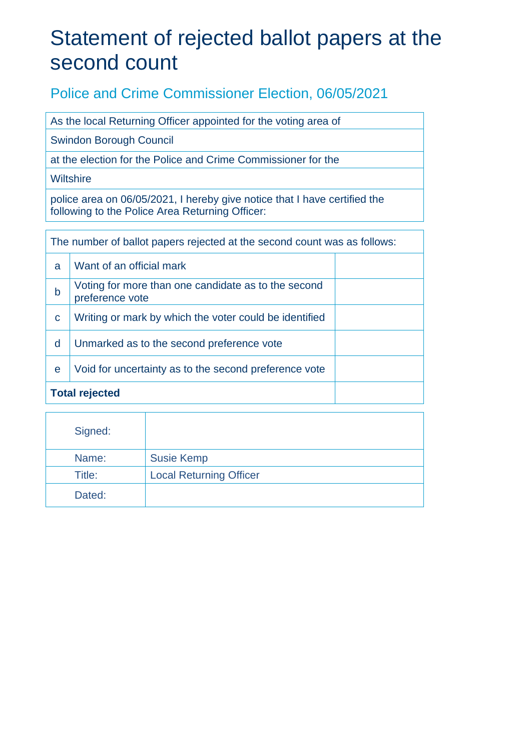# Statement of rejected ballot papers at the second count

## Police and Crime Commissioner Election, 06/05/2021

| |
|---|
| As the local Returning Officer appointed for the voting area of |
| Swindon Borough Council |
| at the election for the Police and Crime Commissioner for the |
| Wiltshire |
| police area on 06/05/2021, I hereby give notice that I have certified the following to the Police Area Returning Officer: |

| The number of ballot papers rejected at the second count was as follows: | | |
|---|---|---|
| a | Want of an official mark | |
| b | Voting for more than one candidate as to the second preference vote | |
| c | Writing or mark by which the voter could be identified | |
| d | Unmarked as to the second preference vote | |
| e | Void for uncertainty as to the second preference vote | |
| **Total rejected** | | |

| | |
|---|---|
| Signed: | |
| Name: | Susie Kemp |
| Title: | Local Returning Officer |
| Dated: | |